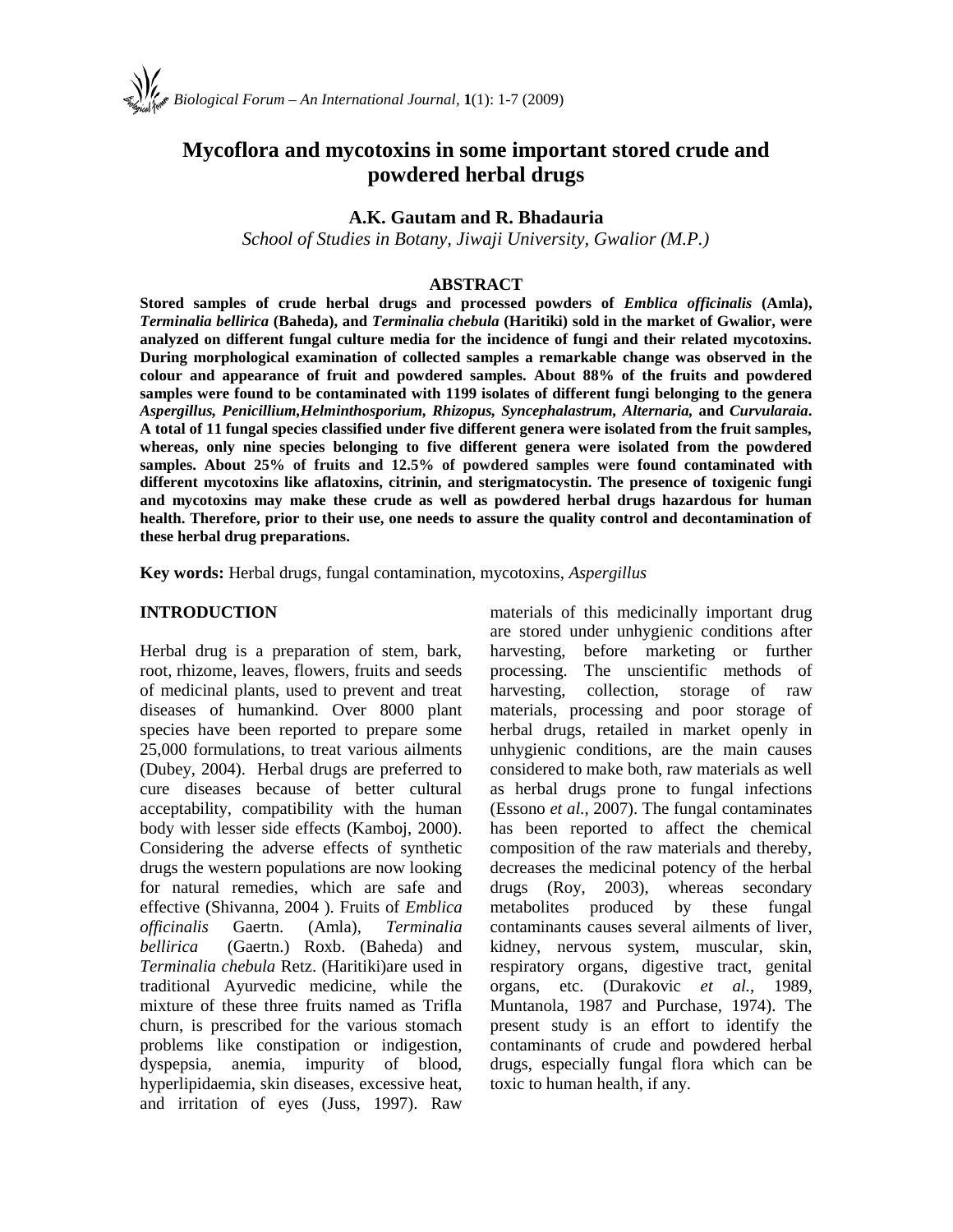# Mycoflora and mycotoxins in some important stored crude and powdered herbal drugs

**A.K. Gautam and R. Bhadauria**

*School of Studies in Botany, Jiwaji University, Gwalior (M.P.)*

## ABSTRACT

**Stored samples of crude herbal drugs and processed powders of *Emblica officinalis* (Amla), *Terminalia bellirica* (Baheda), and *Terminalia chebula* (Haritiki) sold in the market of Gwalior, were analyzed on different fungal culture media for the incidence of fungi and their related mycotoxins. During morphological examination of collected samples a remarkable change was observed in the colour and appearance of fruit and powdered samples. About 88% of the fruits and powdered samples were found to be contaminated with 1199 isolates of different fungi belonging to the genera *Aspergillus, Penicillium,Helminthosporium, Rhizopus, Syncephalastrum, Alternaria,* and *Curvularaia*. A total of 11 fungal species classified under five different genera were isolated from the fruit samples, whereas, only nine species belonging to five different genera were isolated from the powdered samples. About 25% of fruits and 12.5% of powdered samples were found contaminated with different mycotoxins like aflatoxins, citrinin, and sterigmatocystin. The presence of toxigenic fungi and mycotoxins may make these crude as well as powdered herbal drugs hazardous for human health. Therefore, prior to their use, one needs to assure the quality control and decontamination of these herbal drug preparations.**

**Key words:** Herbal drugs, fungal contamination, mycotoxins, *Aspergillus*

## INTRODUCTION

Herbal drug is a preparation of stem, bark, root, rhizome, leaves, flowers, fruits and seeds of medicinal plants, used to prevent and treat diseases of humankind. Over 8000 plant species have been reported to prepare some 25,000 formulations, to treat various ailments (Dubey, 2004). Herbal drugs are preferred to cure diseases because of better cultural acceptability, compatibility with the human body with lesser side effects (Kamboj, 2000). Considering the adverse effects of synthetic drugs the western populations are now looking for natural remedies, which are safe and effective (Shivanna, 2004 ). Fruits of *Emblica officinalis* Gaertn. (Amla), *Terminalia bellirica* (Gaertn.) Roxb. (Baheda) and *Terminalia chebula* Retz. (Haritiki)are used in traditional Ayurvedic medicine, while the mixture of these three fruits named as Trifla churn, is prescribed for the various stomach problems like constipation or indigestion, dyspepsia, anemia, impurity of blood, hyperlipidaemia, skin diseases, excessive heat, and irritation of eyes (Juss, 1997). Raw materials of this medicinally important drug are stored under unhygienic conditions after harvesting, before marketing or further processing. The unscientific methods of harvesting, collection, storage of raw materials, processing and poor storage of herbal drugs, retailed in market openly in unhygienic conditions, are the main causes considered to make both, raw materials as well as herbal drugs prone to fungal infections (Essono *et al.*, 2007). The fungal contaminates has been reported to affect the chemical composition of the raw materials and thereby, decreases the medicinal potency of the herbal drugs (Roy, 2003), whereas secondary metabolites produced by these fungal contaminants causes several ailments of liver, kidney, nervous system, muscular, skin, respiratory organs, digestive tract, genital organs, etc. (Durakovic *et al.*, 1989, Muntanola, 1987 and Purchase, 1974). The present study is an effort to identify the contaminants of crude and powdered herbal drugs, especially fungal flora which can be toxic to human health, if any.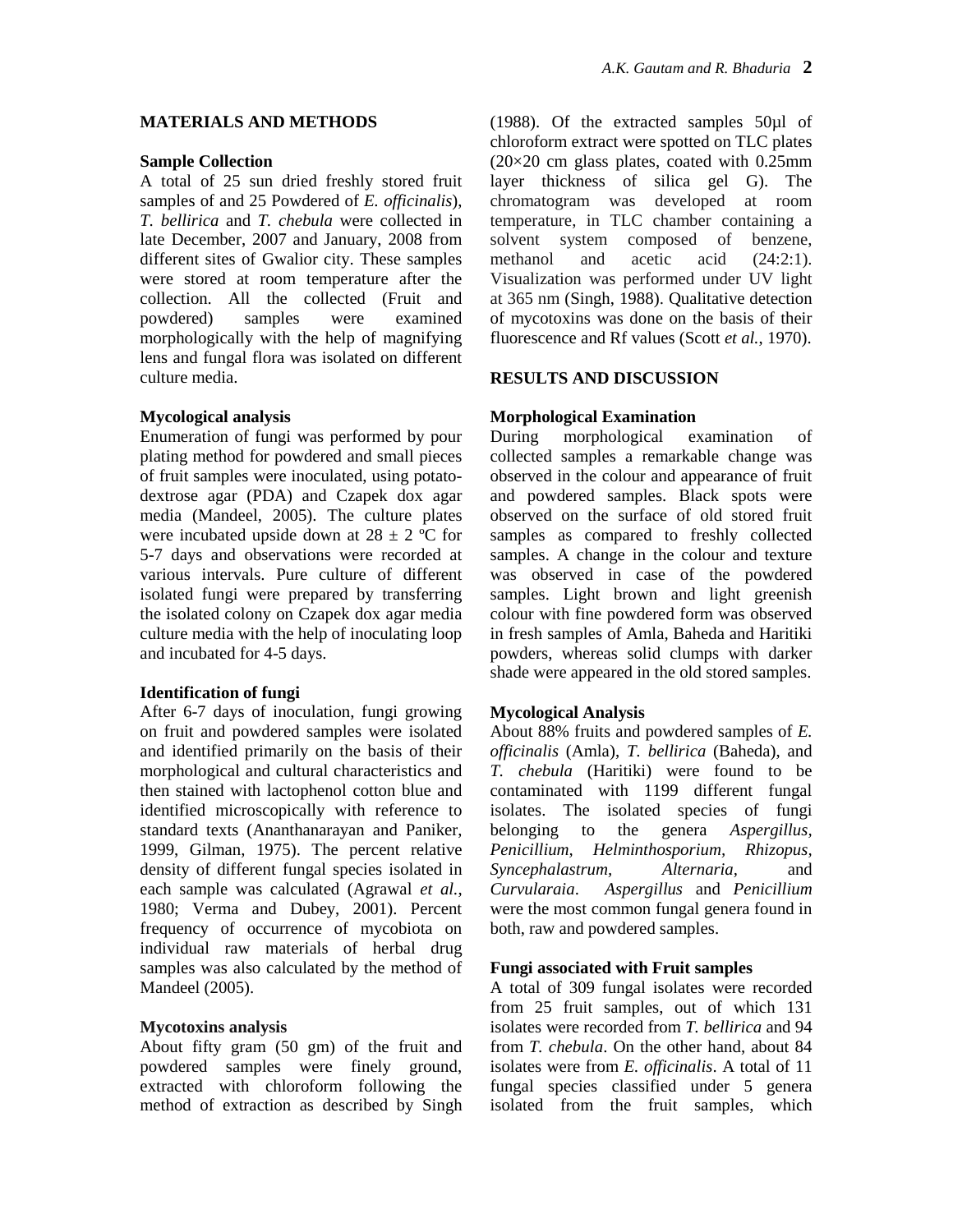## MATERIALS AND METHODS

### Sample Collection

A total of 25 sun dried freshly stored fruit samples of and 25 Powdered of *E. officinalis*), *T. bellirica* and *T. chebula* were collected in late December, 2007 and January, 2008 from different sites of Gwalior city. These samples were stored at room temperature after the collection. All the collected (Fruit and powdered) samples were examined morphologically with the help of magnifying lens and fungal flora was isolated on different culture media.

### Mycological analysis

Enumeration of fungi was performed by pour plating method for powdered and small pieces of fruit samples were inoculated, using potato-dextrose agar (PDA) and Czapek dox agar media (Mandeel, 2005). The culture plates were incubated upside down at 28 ± 2 ºC for 5-7 days and observations were recorded at various intervals. Pure culture of different isolated fungi were prepared by transferring the isolated colony on Czapek dox agar media culture media with the help of inoculating loop and incubated for 4-5 days.

### Identification of fungi

After 6-7 days of inoculation, fungi growing on fruit and powdered samples were isolated and identified primarily on the basis of their morphological and cultural characteristics and then stained with lactophenol cotton blue and identified microscopically with reference to standard texts (Ananthanarayan and Paniker, 1999, Gilman, 1975). The percent relative density of different fungal species isolated in each sample was calculated (Agrawal *et al*., 1980; Verma and Dubey, 2001). Percent frequency of occurrence of mycobiota on individual raw materials of herbal drug samples was also calculated by the method of Mandeel (2005).

### Mycotoxins analysis

About fifty gram (50 gm) of the fruit and powdered samples were finely ground, extracted with chloroform following the method of extraction as described by Singh (1988). Of the extracted samples 50µl of chloroform extract were spotted on TLC plates (20×20 cm glass plates, coated with 0.25mm layer thickness of silica gel G). The chromatogram was developed at room temperature, in TLC chamber containing a solvent system composed of benzene, methanol and acetic acid (24:2:1). Visualization was performed under UV light at 365 nm (Singh, 1988). Qualitative detection of mycotoxins was done on the basis of their fluorescence and Rf values (Scott *et al.*, 1970).

## RESULTS AND DISCUSSION

### Morphological Examination

During morphological examination of collected samples a remarkable change was observed in the colour and appearance of fruit and powdered samples. Black spots were observed on the surface of old stored fruit samples as compared to freshly collected samples. A change in the colour and texture was observed in case of the powdered samples. Light brown and light greenish colour with fine powdered form was observed in fresh samples of Amla, Baheda and Haritiki powders, whereas solid clumps with darker shade were appeared in the old stored samples.

### Mycological Analysis

About 88% fruits and powdered samples of *E. officinalis* (Amla), *T. bellirica* (Baheda), and *T. chebula* (Haritiki) were found to be contaminated with 1199 different fungal isolates. The isolated species of fungi belonging to the genera *Aspergillus*, *Penicillium*, *Helminthosporium*, *Rhizopus*, *Syncephalastrum*, *Alternaria*, and *Curvularaia*. *Aspergillus* and *Penicillium* were the most common fungal genera found in both, raw and powdered samples.

### Fungi associated with Fruit samples

A total of 309 fungal isolates were recorded from 25 fruit samples, out of which 131 isolates were recorded from *T. bellirica* and 94 from *T. chebula*. On the other hand, about 84 isolates were from *E. officinalis*. A total of 11 fungal species classified under 5 genera isolated from the fruit samples, which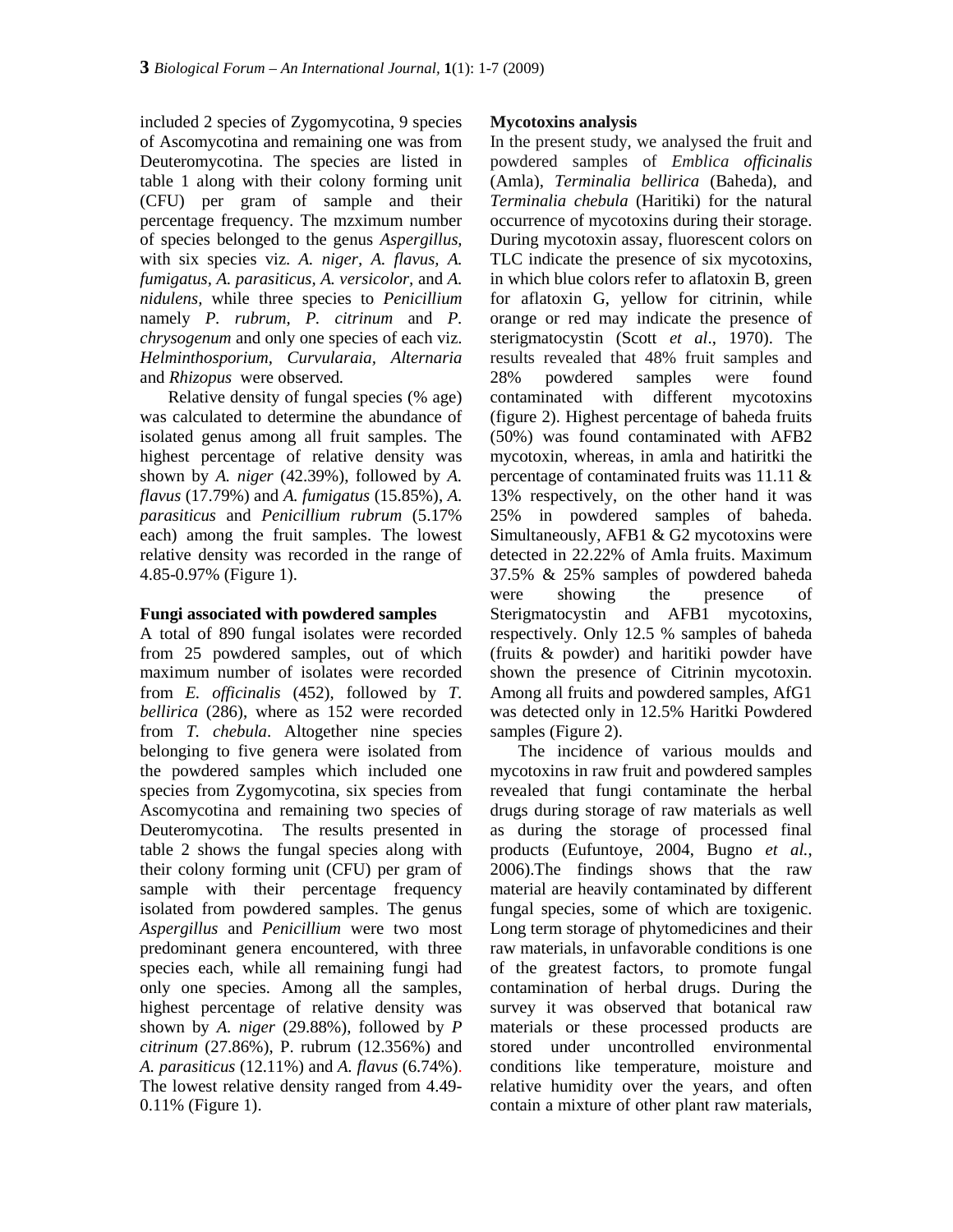included 2 species of Zygomycotina, 9 species of Ascomycotina and remaining one was from Deuteromycotina. The species are listed in table 1 along with their colony forming unit (CFU) per gram of sample and their percentage frequency. The mzximum number of species belonged to the genus *Aspergillus*, with six species viz. *A. niger*, *A. flavus*, *A. fumigatus*, *A. parasiticus*, *A. versicolor*, and *A. nidulens,* while three species to *Penicillium* namely *P. rubrum*, *P. citrinum* and *P. chrysogenum* and only one species of each viz. *Helminthosporium*, *Curvularaia*, *Alternaria* and *Rhizopus* were observed.

Relative density of fungal species (% age) was calculated to determine the abundance of isolated genus among all fruit samples. The highest percentage of relative density was shown by *A. niger* (42.39%), followed by *A. flavus* (17.79%) and *A. fumigatus* (15.85%), *A. parasiticus* and *Penicillium rubrum* (5.17% each) among the fruit samples. The lowest relative density was recorded in the range of 4.85-0.97% (Figure 1).

### Fungi associated with powdered samples

A total of 890 fungal isolates were recorded from 25 powdered samples, out of which maximum number of isolates were recorded from *E. officinalis* (452), followed by *T. bellirica* (286), where as 152 were recorded from *T. chebula*. Altogether nine species belonging to five genera were isolated from the powdered samples which included one species from Zygomycotina, six species from Ascomycotina and remaining two species of Deuteromycotina. The results presented in table 2 shows the fungal species along with their colony forming unit (CFU) per gram of sample with their percentage frequency isolated from powdered samples. The genus *Aspergillus* and *Penicillium* were two most predominant genera encountered, with three species each, while all remaining fungi had only one species. Among all the samples, highest percentage of relative density was shown by *A. niger* (29.88%), followed by *P citrinum* (27.86%), P. rubrum (12.356%) and *A. parasiticus* (12.11%) and *A. flavus* (6.74%). The lowest relative density ranged from 4.49-0.11% (Figure 1).

### Mycotoxins analysis

In the present study, we analysed the fruit and powdered samples of *Emblica officinalis* (Amla), *Terminalia bellirica* (Baheda), and *Terminalia chebula* (Haritiki) for the natural occurrence of mycotoxins during their storage. During mycotoxin assay, fluorescent colors on TLC indicate the presence of six mycotoxins, in which blue colors refer to aflatoxin B, green for aflatoxin G, yellow for citrinin, while orange or red may indicate the presence of sterigmatocystin (Scott *et al*., 1970). The results revealed that 48% fruit samples and 28% powdered samples were found contaminated with different mycotoxins (figure 2). Highest percentage of baheda fruits (50%) was found contaminated with AFB2 mycotoxin, whereas, in amla and hatiritki the percentage of contaminated fruits was 11.11 & 13% respectively, on the other hand it was 25% in powdered samples of baheda. Simultaneously, AFB1 & G2 mycotoxins were detected in 22.22% of Amla fruits. Maximum 37.5% & 25% samples of powdered baheda were showing the presence of Sterigmatocystin and AFB1 mycotoxins, respectively. Only 12.5 % samples of baheda (fruits & powder) and haritiki powder have shown the presence of Citrinin mycotoxin. Among all fruits and powdered samples, AfG1 was detected only in 12.5% Haritki Powdered samples (Figure 2).

The incidence of various moulds and mycotoxins in raw fruit and powdered samples revealed that fungi contaminate the herbal drugs during storage of raw materials as well as during the storage of processed final products (Eufuntoye, 2004, Bugno *et al.*, 2006).The findings shows that the raw material are heavily contaminated by different fungal species, some of which are toxigenic. Long term storage of phytomedicines and their raw materials, in unfavorable conditions is one of the greatest factors, to promote fungal contamination of herbal drugs. During the survey it was observed that botanical raw materials or these processed products are stored under uncontrolled environmental conditions like temperature, moisture and relative humidity over the years, and often contain a mixture of other plant raw materials,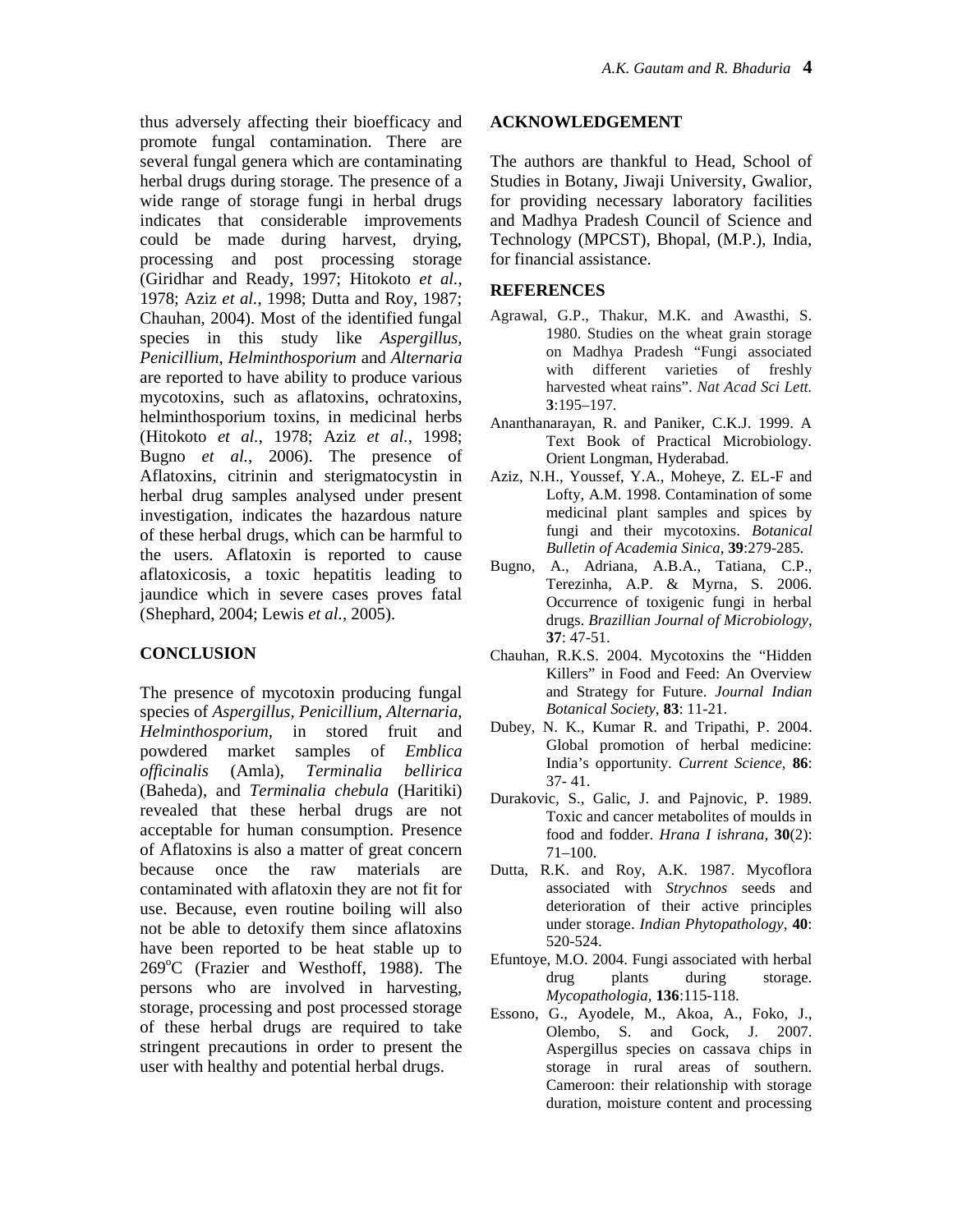thus adversely affecting their bioefficacy and promote fungal contamination. There are several fungal genera which are contaminating herbal drugs during storage. The presence of a wide range of storage fungi in herbal drugs indicates that considerable improvements could be made during harvest, drying, processing and post processing storage (Giridhar and Ready, 1997; Hitokoto *et al.*, 1978; Aziz *et al.*, 1998; Dutta and Roy, 1987; Chauhan, 2004). Most of the identified fungal species in this study like *Aspergillus*, *Penicillium*, *Helminthosporium* and *Alternaria* are reported to have ability to produce various mycotoxins, such as aflatoxins, ochratoxins, helminthosporium toxins, in medicinal herbs (Hitokoto *et al.*, 1978; Aziz *et al.*, 1998; Bugno *et al.*, 2006). The presence of Aflatoxins, citrinin and sterigmatocystin in herbal drug samples analysed under present investigation, indicates the hazardous nature of these herbal drugs, which can be harmful to the users. Aflatoxin is reported to cause aflatoxicosis, a toxic hepatitis leading to jaundice which in severe cases proves fatal (Shephard, 2004; Lewis *et al.*, 2005).

## CONCLUSION

The presence of mycotoxin producing fungal species of *Aspergillus, Penicillium, Alternaria, Helminthosporium*, in stored fruit and powdered market samples of *Emblica officinalis* (Amla), *Terminalia bellirica* (Baheda), and *Terminalia chebula* (Haritiki) revealed that these herbal drugs are not acceptable for human consumption. Presence of Aflatoxins is also a matter of great concern because once the raw materials are contaminated with aflatoxin they are not fit for use. Because, even routine boiling will also not be able to detoxify them since aflatoxins have been reported to be heat stable up to 269$^{o}$C (Frazier and Westhoff, 1988). The persons who are involved in harvesting, storage, processing and post processed storage of these herbal drugs are required to take stringent precautions in order to present the user with healthy and potential herbal drugs.

## ACKNOWLEDGEMENT

The authors are thankful to Head, School of Studies in Botany, Jiwaji University, Gwalior, for providing necessary laboratory facilities and Madhya Pradesh Council of Science and Technology (MPCST), Bhopal, (M.P.), India, for financial assistance.

## REFERENCES

Agrawal, G.P., Thakur, M.K. and Awasthi, S. 1980. Studies on the wheat grain storage on Madhya Pradesh "Fungi associated with different varieties of freshly harvested wheat rains". *Nat Acad Sci Lett.* **3**:195–197.

Ananthanarayan, R. and Paniker, C.K.J. 1999. A Text Book of Practical Microbiology. Orient Longman, Hyderabad.

Aziz, N.H., Youssef, Y.A., Moheye, Z. EL-F and Lofty, A.M. 1998. Contamination of some medicinal plant samples and spices by fungi and their mycotoxins. *Botanical Bulletin of Academia Sinica*, **39**:279-285.

Bugno, A., Adriana, A.B.A., Tatiana, C.P., Terezinha, A.P. & Myrna, S. 2006. Occurrence of toxigenic fungi in herbal drugs. *Brazillian Journal of Microbiology*, **37**: 47-51.

Chauhan, R.K.S. 2004. Mycotoxins the "Hidden Killers" in Food and Feed: An Overview and Strategy for Future. *Journal Indian Botanical Society*, **83**: 11-21.

Dubey, N. K., Kumar R. and Tripathi, P. 2004. Global promotion of herbal medicine: India's opportunity. *Current Science*, **86**: 37- 41.

Durakovic, S., Galic, J. and Pajnovic, P. 1989. Toxic and cancer metabolites of moulds in food and fodder. *Hrana I ishrana*, **30**(2): 71–100.

Dutta, R.K. and Roy, A.K. 1987. Mycoflora associated with *Strychnos* seeds and deterioration of their active principles under storage. *Indian Phytopathology*, **40**: 520-524.

Efuntoye, M.O. 2004. Fungi associated with herbal drug plants during storage. *Mycopathologia*, **136**:115-118.

Essono, G., Ayodele, M., Akoa, A., Foko, J., Olembo, S. and Gock, J. 2007. Aspergillus species on cassava chips in storage in rural areas of southern. Cameroon: their relationship with storage duration, moisture content and processing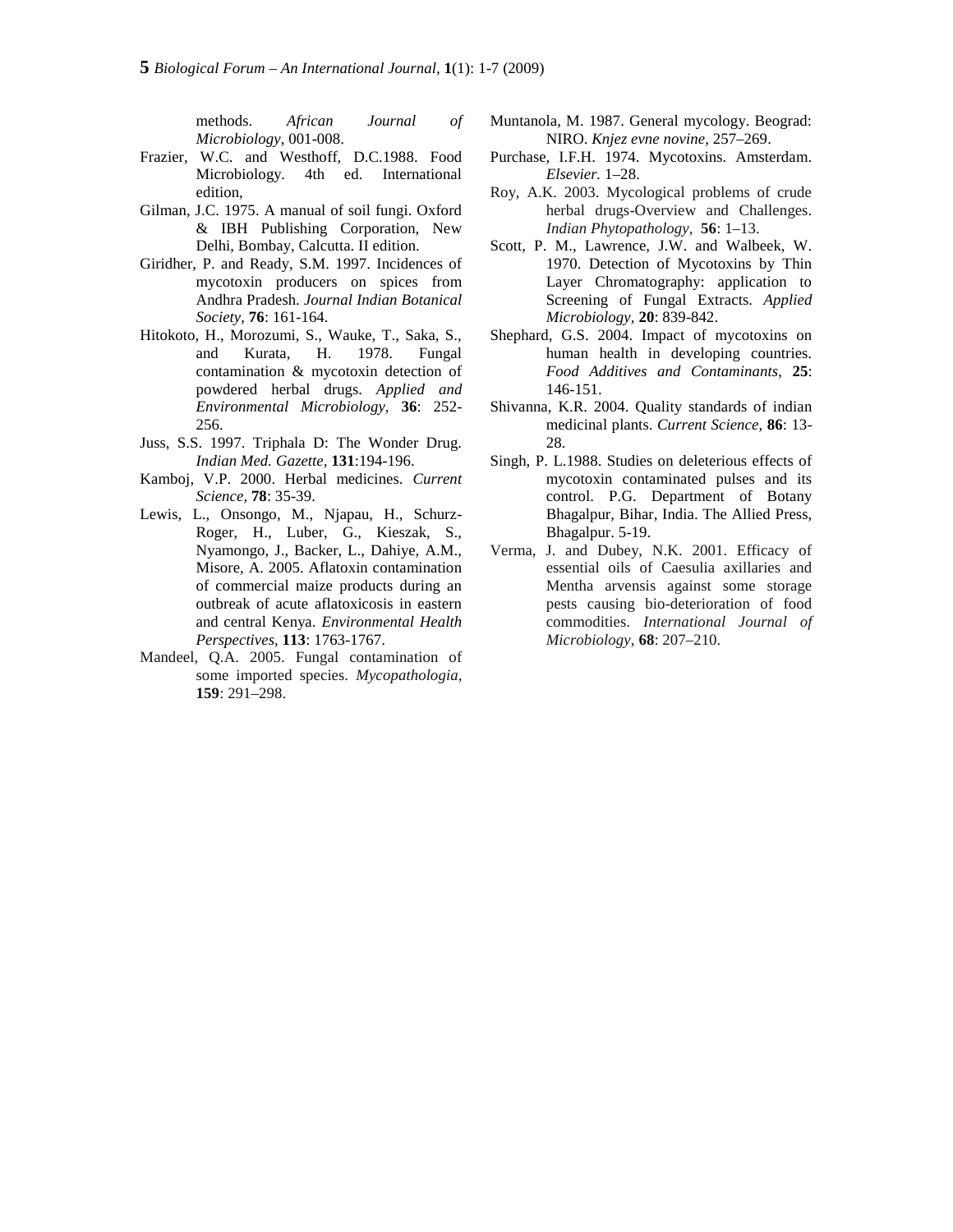methods. *African Journal of Microbiology*, 001-008.

Frazier, W.C. and Westhoff, D.C.1988. Food Microbiology. 4th ed. International edition,

Gilman, J.C. 1975. A manual of soil fungi. Oxford & IBH Publishing Corporation, New Delhi, Bombay, Calcutta. II edition.

Giridher, P. and Ready, S.M. 1997. Incidences of mycotoxin producers on spices from Andhra Pradesh. *Journal Indian Botanical Society*, **76**: 161-164.

Hitokoto, H., Morozumi, S., Wauke, T., Saka, S., and Kurata, H. 1978. Fungal contamination & mycotoxin detection of powdered herbal drugs. *Applied and Environmental Microbiology,* **36**: 252-256.

Juss, S.S. 1997. Triphala D: The Wonder Drug. *Indian Med. Gazette,* **131**:194-196.

Kamboj, V.P. 2000. Herbal medicines. *Current Science,* **78**: 35-39.

Lewis, L., Onsongo, M., Njapau, H., Schurz-Roger, H., Luber, G., Kieszak, S., Nyamongo, J., Backer, L., Dahiye, A.M., Misore, A. 2005. Aflatoxin contamination of commercial maize products during an outbreak of acute aflatoxicosis in eastern and central Kenya. *Environmental Health Perspectives,* **113**: 1763-1767.

Mandeel, Q.A. 2005. Fungal contamination of some imported species. *Mycopathologia,* **159**: 291–298.

Muntanola, M. 1987. General mycology. Beograd: NIRO. *Knjez evne novine,* 257–269.

Purchase, I.F.H. 1974. Mycotoxins. Amsterdam. *Elsevier.* 1–28.

Roy, A.K. 2003. Mycological problems of crude herbal drugs-Overview and Challenges. *Indian Phytopathology*, **56**: 1–13.

Scott, P. M., Lawrence, J.W. and Walbeek, W. 1970. Detection of Mycotoxins by Thin Layer Chromatography: application to Screening of Fungal Extracts. *Applied Microbiology,* **20**: 839-842.

Shephard, G.S. 2004. Impact of mycotoxins on human health in developing countries. *Food Additives and Contaminants,* **25**: 146-151.

Shivanna, K.R. 2004. Quality standards of indian medicinal plants. *Current Science,* **86**: 13-28.

Singh, P. L.1988. Studies on deleterious effects of mycotoxin contaminated pulses and its control. P.G. Department of Botany Bhagalpur, Bihar, India. The Allied Press, Bhagalpur. 5-19.

Verma, J. and Dubey, N.K. 2001. Efficacy of essential oils of Caesulia axillaries and Mentha arvensis against some storage pests causing bio-deterioration of food commodities. *International Journal of Microbiology,* **68**: 207–210.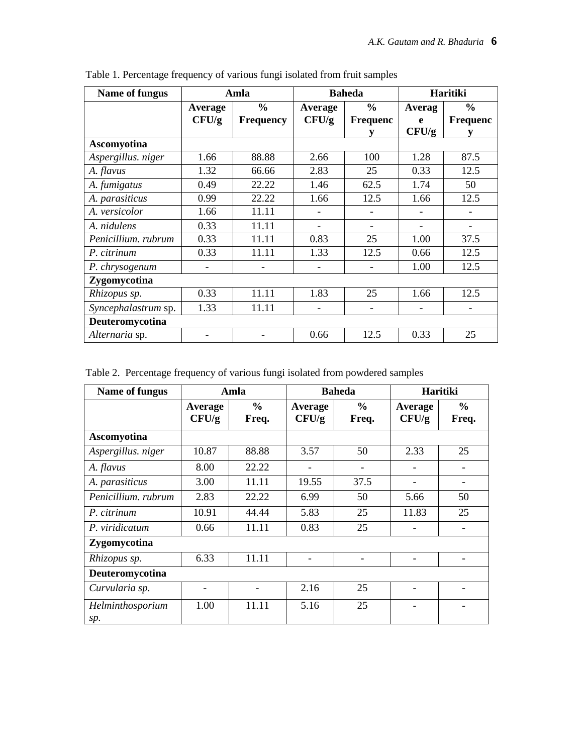Table 1. Percentage frequency of various fungi isolated from fruit samples

| Name of fungus | Amla | | Baheda | | Haritiki | |
|---|---|---|---|---|---|---|
| | Average CFU/g | % Frequency | Average CFU/g | % Frequency | Average CFU/g | % Frequency |
| **Ascomyotina** | | | | | | |
| *Aspergillus. niger* | 1.66 | 88.88 | 2.66 | 100 | 1.28 | 87.5 |
| *A. flavus* | 1.32 | 66.66 | 2.83 | 25 | 0.33 | 12.5 |
| *A. fumigatus* | 0.49 | 22.22 | 1.46 | 62.5 | 1.74 | 50 |
| *A. parasiticus* | 0.99 | 22.22 | 1.66 | 12.5 | 1.66 | 12.5 |
| *A. versicolor* | 1.66 | 11.11 | - | - | - | - |
| *A. nidulens* | 0.33 | 11.11 | - | - | - | - |
| *Penicillium. rubrum* | 0.33 | 11.11 | 0.83 | 25 | 1.00 | 37.5 |
| *P. citrinum* | 0.33 | 11.11 | 1.33 | 12.5 | 0.66 | 12.5 |
| *P. chrysogenum* | - | - | - | - | 1.00 | 12.5 |
| **Zygomycotina** | | | | | | |
| *Rhizopus sp.* | 0.33 | 11.11 | 1.83 | 25 | 1.66 | 12.5 |
| *Syncephalastrum* sp. | 1.33 | 11.11 | - | - | - | - |
| **Deuteromycotina** | | | | | | |
| *Alternaria* sp. | - | - | 0.66 | 12.5 | 0.33 | 25 |

Table 2. Percentage frequency of various fungi isolated from powdered samples

| Name of fungus | Amla | | Baheda | | Haritiki | |
|---|---|---|---|---|---|---|
| | Average CFU/g | % Freq. | Average CFU/g | % Freq. | Average CFU/g | % Freq. |
| **Ascomyotina** | | | | | | |
| *Aspergillus. niger* | 10.87 | 88.88 | 3.57 | 50 | 2.33 | 25 |
| *A. flavus* | 8.00 | 22.22 | - | - | - | - |
| *A. parasiticus* | 3.00 | 11.11 | 19.55 | 37.5 | - | - |
| *Penicillium. rubrum* | 2.83 | 22.22 | 6.99 | 50 | 5.66 | 50 |
| *P. citrinum* | 10.91 | 44.44 | 5.83 | 25 | 11.83 | 25 |
| *P. viridicatum* | 0.66 | 11.11 | 0.83 | 25 | - | - |
| **Zygomycotina** | | | | | | |
| *Rhizopus sp.* | 6.33 | 11.11 | - | - | - | - |
| **Deuteromycotina** | | | | | | |
| *Curvularia sp.* | - | - | 2.16 | 25 | - | - |
| *Helminthosporium sp.* | 1.00 | 11.11 | 5.16 | 25 | - | - |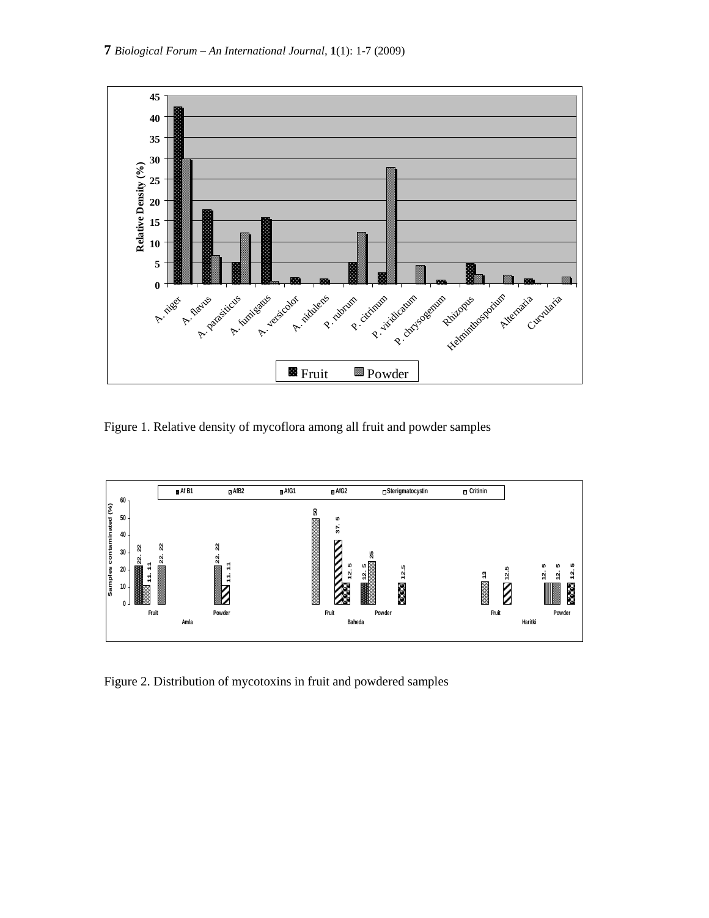45
40
35
30
25
20
15
10
5
0

Relative Density (%)

A. niger
A. flavus
A. parasiticus
A. fumigatus
A. versicolor
A. nidulens
P. rubrum
P. citrinum
P. viridicatum
P. chrysogenum
Rhizopus
Helminthosporium
Alternaria
Curvularia

Fruit
Powder

Figure 1. Relative density of mycoflora among all fruit and powder samples

Af B1
AfB2
AfG1
AfG2
Sterigmatocystin
Critinin

60
50
40
30
20
10
0

Samples contaminated (%)

22. 22
11. 11
22. 22
22. 22
11. 11
50
37. 5
12. 5
12. 5
25
12.5
13
12.5
12. 5
12. 5
12. 5

Fruit
Powder
Amla
Fruit
Powder
Baheda
Fruit
Powder
Haritki

Figure 2. Distribution of mycotoxins in fruit and powdered samples